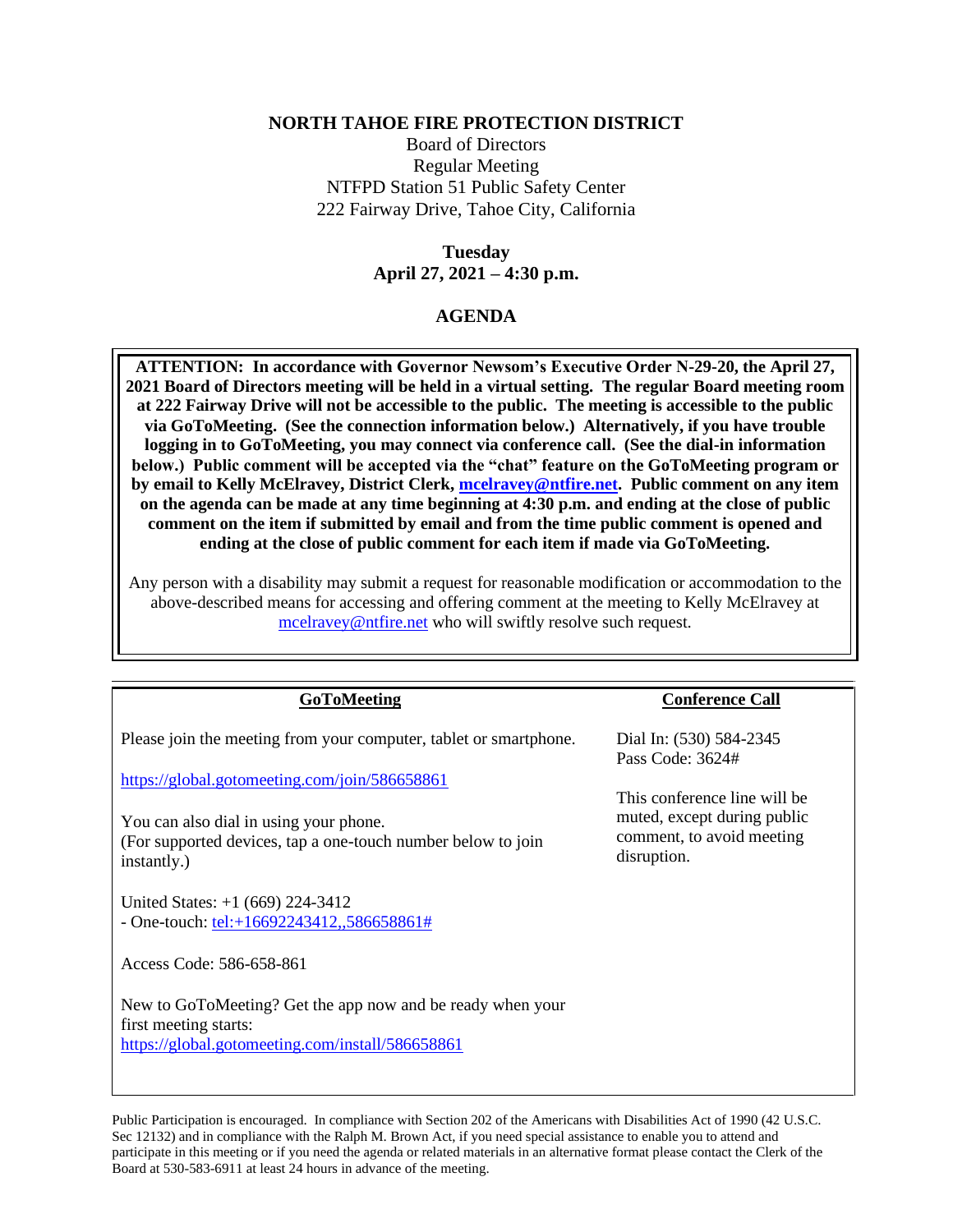**NORTH TAHOE FIRE PROTECTION DISTRICT**

Board of Directors
Regular Meeting
NTFPD Station 51 Public Safety Center
222 Fairway Drive, Tahoe City, California

**Tuesday**
**April 27, 2021 – 4:30 p.m.**

**AGENDA**

**ATTENTION: In accordance with Governor Newsom's Executive Order N-29-20, the April 27, 2021 Board of Directors meeting will be held in a virtual setting. The regular Board meeting room at 222 Fairway Drive will not be accessible to the public. The meeting is accessible to the public via GoToMeeting. (See the connection information below.) Alternatively, if you have trouble logging in to GoToMeeting, you may connect via conference call. (See the dial-in information below.) Public comment will be accepted via the "chat" feature on the GoToMeeting program or by email to Kelly McElravey, District Clerk, mcelravey@ntfire.net. Public comment on any item on the agenda can be made at any time beginning at 4:30 p.m. and ending at the close of public comment on the item if submitted by email and from the time public comment is opened and ending at the close of public comment for each item if made via GoToMeeting.**

Any person with a disability may submit a request for reasonable modification or accommodation to the above-described means for accessing and offering comment at the meeting to Kelly McElravey at mcelravey@ntfire.net who will swiftly resolve such request.

**GoToMeeting**

Please join the meeting from your computer, tablet or smartphone.

https://global.gotomeeting.com/join/586658861

You can also dial in using your phone.
(For supported devices, tap a one-touch number below to join instantly.)

United States: +1 (669) 224-3412
- One-touch: tel:+16692243412,,586658861#

Access Code: 586-658-861

New to GoToMeeting? Get the app now and be ready when your first meeting starts:
https://global.gotomeeting.com/install/586658861

**Conference Call**

Dial In: (530) 584-2345
Pass Code: 3624#

This conference line will be muted, except during public comment, to avoid meeting disruption.

Public Participation is encouraged. In compliance with Section 202 of the Americans with Disabilities Act of 1990 (42 U.S.C. Sec 12132) and in compliance with the Ralph M. Brown Act, if you need special assistance to enable you to attend and participate in this meeting or if you need the agenda or related materials in an alternative format please contact the Clerk of the Board at 530-583-6911 at least 24 hours in advance of the meeting.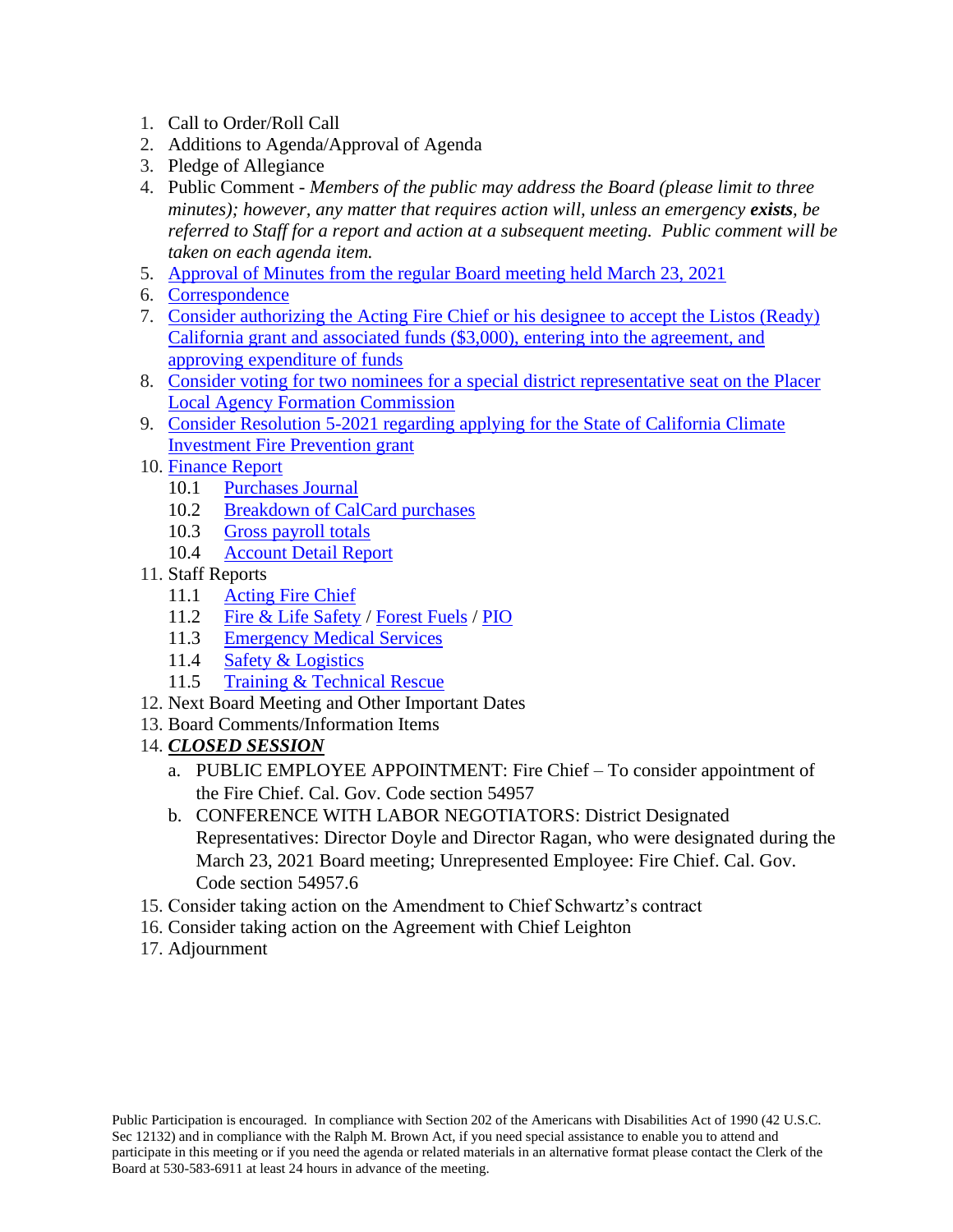1. Call to Order/Roll Call
2. Additions to Agenda/Approval of Agenda
3. Pledge of Allegiance
4. Public Comment - *Members of the public may address the Board (please limit to three minutes); however, any matter that requires action will, unless an emergency **exists**, be referred to Staff for a report and action at a subsequent meeting. Public comment will be taken on each agenda item.*
5. Approval of Minutes from the regular Board meeting held March 23, 2021
6. Correspondence
7. Consider authorizing the Acting Fire Chief or his designee to accept the Listos (Ready) California grant and associated funds ($3,000), entering into the agreement, and approving expenditure of funds
8. Consider voting for two nominees for a special district representative seat on the Placer Local Agency Formation Commission
9. Consider Resolution 5-2021 regarding applying for the State of California Climate Investment Fire Prevention grant
10. Finance Report
    - 10.1 Purchases Journal
    - 10.2 Breakdown of CalCard purchases
    - 10.3 Gross payroll totals
    - 10.4 Account Detail Report
11. Staff Reports
    - 11.1 Acting Fire Chief
    - 11.2 Fire & Life Safety / Forest Fuels / PIO
    - 11.3 Emergency Medical Services
    - 11.4 Safety & Logistics
    - 11.5 Training & Technical Rescue
12. Next Board Meeting and Other Important Dates
13. Board Comments/Information Items
14. ***CLOSED SESSION***
    a. PUBLIC EMPLOYEE APPOINTMENT: Fire Chief – To consider appointment of the Fire Chief. Cal. Gov. Code section 54957
    b. CONFERENCE WITH LABOR NEGOTIATORS: District Designated Representatives: Director Doyle and Director Ragan, who were designated during the March 23, 2021 Board meeting; Unrepresented Employee: Fire Chief. Cal. Gov. Code section 54957.6
15. Consider taking action on the Amendment to Chief Schwartz's contract
16. Consider taking action on the Agreement with Chief Leighton
17. Adjournment

Public Participation is encouraged. In compliance with Section 202 of the Americans with Disabilities Act of 1990 (42 U.S.C. Sec 12132) and in compliance with the Ralph M. Brown Act, if you need special assistance to enable you to attend and participate in this meeting or if you need the agenda or related materials in an alternative format please contact the Clerk of the Board at 530-583-6911 at least 24 hours in advance of the meeting.